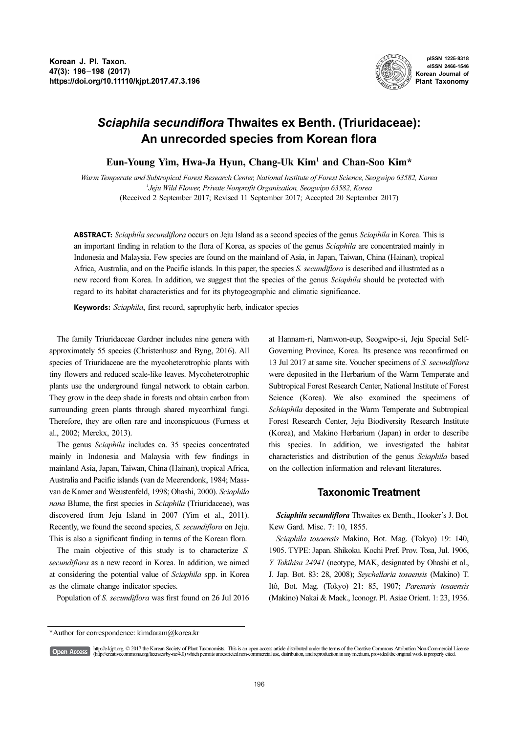# *Sciaphila secundiflora* Thwaites ex Benth. (Triuridaceae): An unrecorded species from Korean flora

**Eun-Young Yim, Hwa-Ja Hyun, Chang-Uk Kim[1] and Chan-Soo Kim***

*Warm Temperate and Subtropical Forest Research Center, National Institute of Forest Science, Seogwipo 63582, Korea*
*[1]Jeju Wild Flower, Private Nonprofit Organization, Seogwipo 63582, Korea*
(Received 2 September 2017; Revised 11 September 2017; Accepted 20 September 2017)

**ABSTRACT:** *Sciaphila secundiflora* occurs on Jeju Island as a second species of the genus *Sciaphila* in Korea. This is an important finding in relation to the flora of Korea, as species of the genus *Sciaphila* are concentrated mainly in Indonesia and Malaysia. Few species are found on the mainland of Asia, in Japan, Taiwan, China (Hainan), tropical Africa, Australia, and on the Pacific islands. In this paper, the species *S. secundiflora* is described and illustrated as a new record from Korea. In addition, we suggest that the species of the genus *Sciaphila* should be protected with regard to its habitat characteristics and for its phytogeographic and climatic significance.

**Keywords:** *Sciaphila*, first record, saprophytic herb, indicator species

The family Triuridaceae Gardner includes nine genera with approximately 55 species (Christenhusz and Byng, 2016). All species of Triuridaceae are the mycoheterotrophic plants with tiny flowers and reduced scale-like leaves. Mycoheterotrophic plants use the underground fungal network to obtain carbon. They grow in the deep shade in forests and obtain carbon from surrounding green plants through shared mycorrhizal fungi. Therefore, they are often rare and inconspicuous (Furness et al., 2002; Merckx, 2013).

The genus *Sciaphila* includes ca. 35 species concentrated mainly in Indonesia and Malaysia with few findings in mainland Asia, Japan, Taiwan, China (Hainan), tropical Africa, Australia and Pacific islands (van de Meerendonk, 1984; Mass-van de Kamer and Weustenfeld, 1998; Ohashi, 2000). *Sciaphila nana* Blume, the first species in *Sciaphila* (Triuridaceae), was discovered from Jeju Island in 2007 (Yim et al., 2011). Recently, we found the second species, *S. secundiflora* on Jeju. This is also a significant finding in terms of the Korean flora.

The main objective of this study is to characterize *S. secundiflora* as a new record in Korea. In addition, we aimed at considering the potential value of *Sciaphila* spp. in Korea as the climate change indicator species.

Population of *S. secundiflora* was first found on 26 Jul 2016 at Hannam-ri, Namwon-eup, Seogwipo-si, Jeju Special Self-Governing Province, Korea. Its presence was reconfirmed on 13 Jul 2017 at same site. Voucher specimens of *S. secundiflora* were deposited in the Herbarium of the Warm Temperate and Subtropical Forest Research Center, National Institute of Forest Science (Korea). We also examined the specimens of *Schiaphila* deposited in the Warm Temperate and Subtropical Forest Research Center, Jeju Biodiversity Research Institute (Korea), and Makino Herbarium (Japan) in order to describe this species. In addition, we investigated the habitat characteristics and distribution of the genus *Sciaphila* based on the collection information and relevant literatures.

## Taxonomic Treatment

***Sciaphila secundiflora*** Thwaites ex Benth., Hooker's J. Bot. Kew Gard. Misc. 7: 10, 1855.

*Sciaphila tosaensis* Makino, Bot. Mag. (Tokyo) 19: 140, 1905. TYPE: Japan. Shikoku. Kochi Pref. Prov. Tosa, Jul. 1906, *Y. Tokihisa 24941* (neotype, MAK, designated by Ohashi et al., J. Jap. Bot. 83: 28, 2008); *Seychellaria tosaensis* (Makino) T. Itô, Bot. Mag. (Tokyo) 21: 85, 1907; *Parexuris tosaensis* (Makino) Nakai & Maek., Iconogr. Pl. Asiae Orient. 1: 23, 1936.

*Author for correspondence: kimdaram@korea.kr

Open Access http://e-kjpt.org, © 2017 the Korean Society of Plant Taxonomists. This is an open-access article distributed under the terms of the Creative Commons Attribution Non-Commercial License (http://creativecommons.org/licenses/by-nc/4.0) which permits unrestricted non-commercial use, distribution, and reproduction in any medium, provided the original work is properly cited.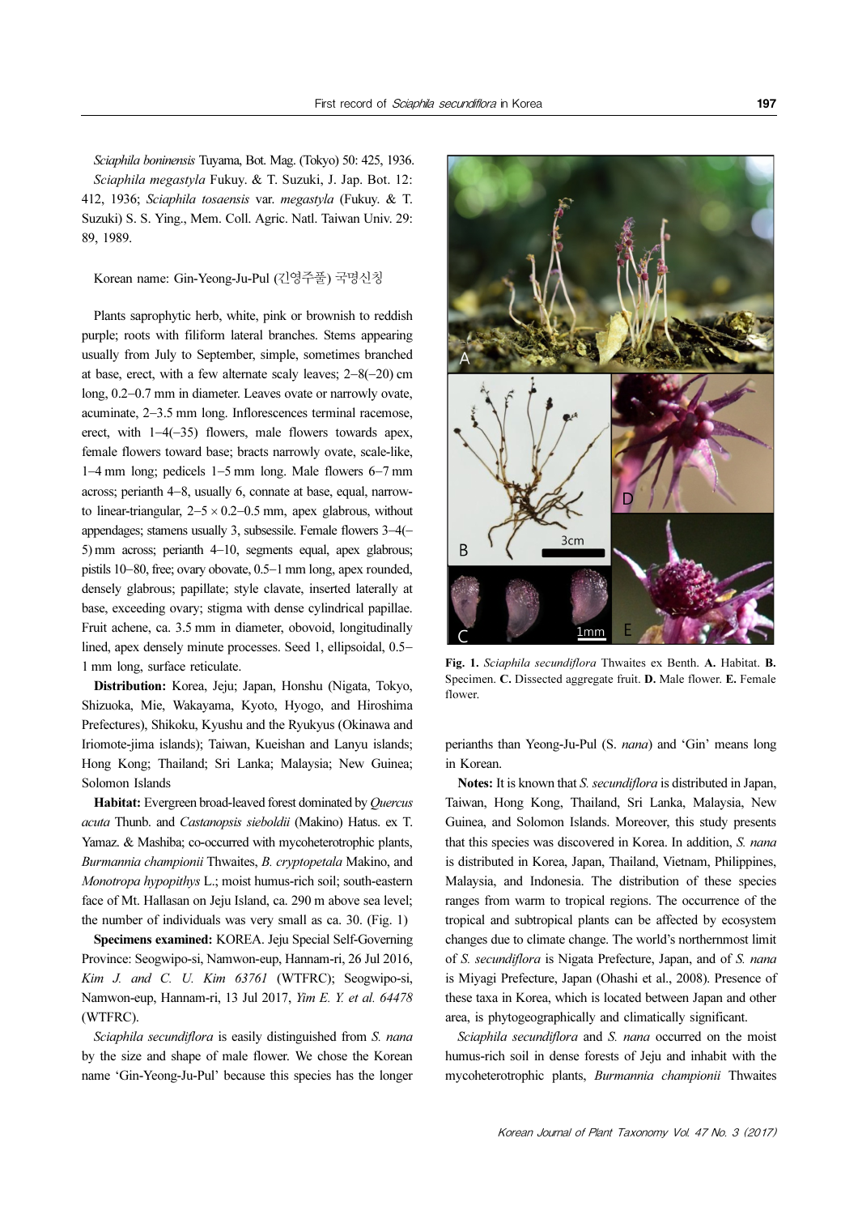*Sciaphila boninensis* Tuyama, Bot. Mag. (Tokyo) 50: 425, 1936.

*Sciaphila megastyla* Fukuy. & T. Suzuki, J. Jap. Bot. 12: 412, 1936; *Sciaphila tosaensis* var. *megastyla* (Fukuy. & T. Suzuki) S. S. Ying., Mem. Coll. Agric. Natl. Taiwan Univ. 29: 89, 1989.

Korean name: Gin-Yeong-Ju-Pul (긴영주풀) 국명신칭

Plants saprophytic herb, white, pink or brownish to reddish purple; roots with filiform lateral branches. Stems appearing usually from July to September, simple, sometimes branched at base, erect, with a few alternate scaly leaves; 2–8(–20) cm long, 0.2–0.7 mm in diameter. Leaves ovate or narrowly ovate, acuminate, 2–3.5 mm long. Inflorescences terminal racemose, erect, with 1–4(–35) flowers, male flowers towards apex, female flowers toward base; bracts narrowly ovate, scale-like, 1–4 mm long; pedicels 1–5 mm long. Male flowers 6–7 mm across; perianth 4–8, usually 6, connate at base, equal, narrow- to linear-triangular, 2–5 × 0.2–0.5 mm, apex glabrous, without appendages; stamens usually 3, subsessile. Female flowers 3–4(–5) mm across; perianth 4–10, segments equal, apex glabrous; pistils 10–80, free; ovary obovate, 0.5–1 mm long, apex rounded, densely glabrous; papillate; style clavate, inserted laterally at base, exceeding ovary; stigma with dense cylindrical papillae. Fruit achene, ca. 3.5 mm in diameter, obovoid, longitudinally lined, apex densely minute processes. Seed 1, ellipsoidal, 0.5–1 mm long, surface reticulate.

**Distribution:** Korea, Jeju; Japan, Honshu (Nigata, Tokyo, Shizuoka, Mie, Wakayama, Kyoto, Hyogo, and Hiroshima Prefectures), Shikoku, Kyushu and the Ryukyus (Okinawa and Iriomote-jima islands); Taiwan, Kueishan and Lanyu islands; Hong Kong; Thailand; Sri Lanka; Malaysia; New Guinea; Solomon Islands

**Habitat:** Evergreen broad-leaved forest dominated by *Quercus acuta* Thunb. and *Castanopsis sieboldii* (Makino) Hatus. ex T. Yamaz. & Mashiba; co-occurred with mycoheterotrophic plants, *Burmannia championii* Thwaites, *B. cryptopetala* Makino, and *Monotropa hypopithys* L.; moist humus-rich soil; south-eastern face of Mt. Hallasan on Jeju Island, ca. 290 m above sea level; the number of individuals was very small as ca. 30. (Fig. 1)

**Specimens examined:** KOREA. Jeju Special Self-Governing Province: Seogwipo-si, Namwon-eup, Hannam-ri, 26 Jul 2016, *Kim J. and C. U. Kim 63761* (WTFRC); Seogwipo-si, Namwon-eup, Hannam-ri, 13 Jul 2017, *Yim E. Y. et al. 64478* (WTFRC).

*Sciaphila secundiflora* is easily distinguished from *S. nana* by the size and shape of male flower. We chose the Korean name 'Gin-Yeong-Ju-Pul' because this species has the longer perianths than Yeong-Ju-Pul (*S. nana*) and 'Gin' means long in Korean.

Fig. 1. *Sciaphila secundiflora* Thwaites ex Benth. **A.** Habitat. **B.** Specimen. **C.** Dissected aggregate fruit. **D.** Male flower. **E.** Female flower.

**Notes:** It is known that *S. secundiflora* is distributed in Japan, Taiwan, Hong Kong, Thailand, Sri Lanka, Malaysia, New Guinea, and Solomon Islands. Moreover, this study presents that this species was discovered in Korea. In addition, *S. nana* is distributed in Korea, Japan, Thailand, Vietnam, Philippines, Malaysia, and Indonesia. The distribution of these species ranges from warm to tropical regions. The occurrence of the tropical and subtropical plants can be affected by ecosystem changes due to climate change. The world's northernmost limit of *S. secundiflora* is Nigata Prefecture, Japan, and of *S. nana* is Miyagi Prefecture, Japan (Ohashi et al., 2008). Presence of these taxa in Korea, which is located between Japan and other area, is phytogeographically and climatically significant.

*Sciaphila secundiflora* and *S. nana* occurred on the moist humus-rich soil in dense forests of Jeju and inhabit with the mycoheterotrophic plants, *Burmannia championii* Thwaites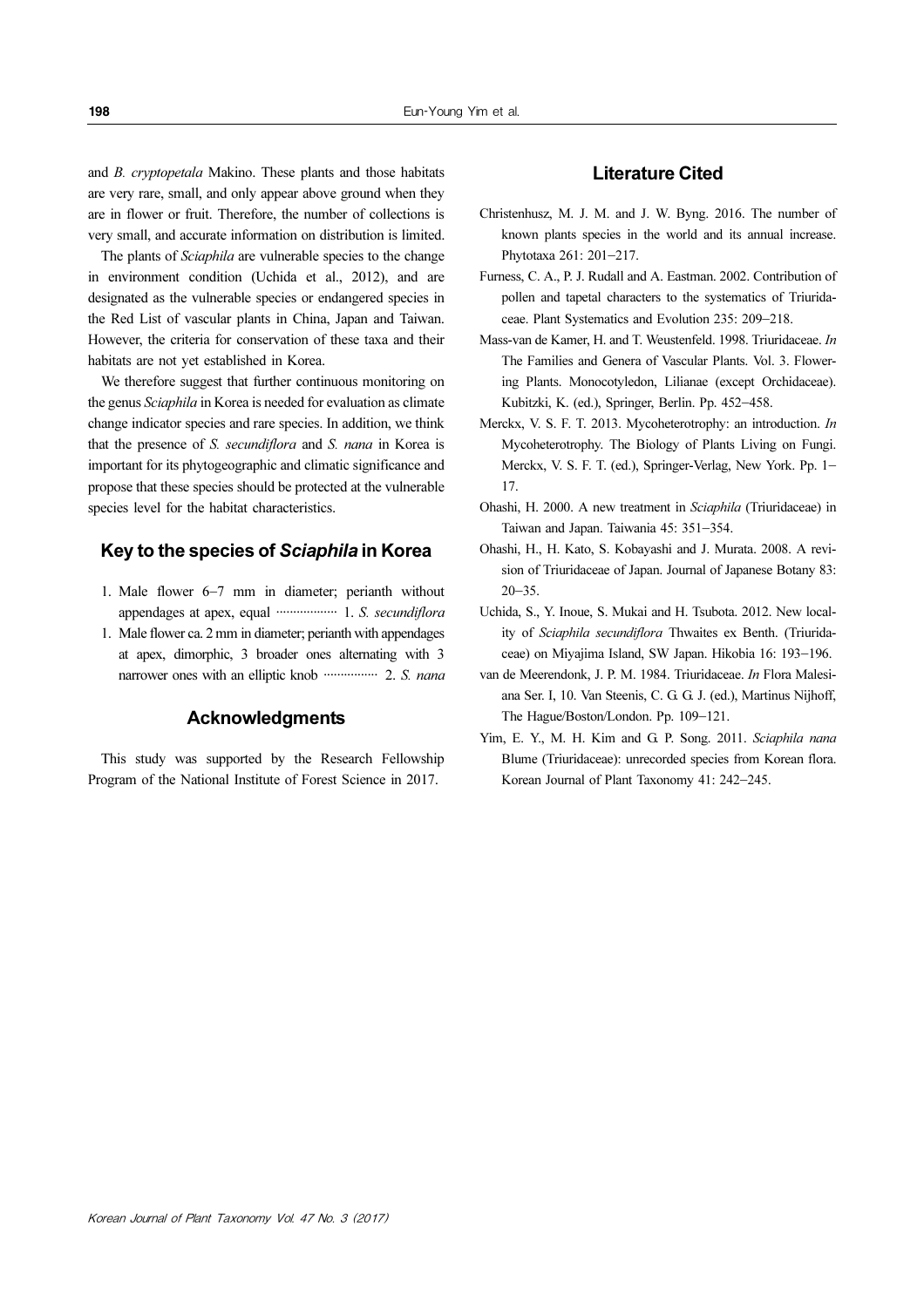and *B. cryptopetala* Makino. These plants and those habitats are very rare, small, and only appear above ground when they are in flower or fruit. Therefore, the number of collections is very small, and accurate information on distribution is limited.

The plants of *Sciaphila* are vulnerable species to the change in environment condition (Uchida et al., 2012), and are designated as the vulnerable species or endangered species in the Red List of vascular plants in China, Japan and Taiwan. However, the criteria for conservation of these taxa and their habitats are not yet established in Korea.

We therefore suggest that further continuous monitoring on the genus *Sciaphila* in Korea is needed for evaluation as climate change indicator species and rare species. In addition, we think that the presence of *S. secundiflora* and *S. nana* in Korea is important for its phytogeographic and climatic significance and propose that these species should be protected at the vulnerable species level for the habitat characteristics.

## Key to the species of *Sciaphila* in Korea

1. Male flower 6–7 mm in diameter; perianth without appendages at apex, equal ·················· 1. *S. secundiflora*
1. Male flower ca. 2 mm in diameter; perianth with appendages at apex, dimorphic, 3 broader ones alternating with 3 narrower ones with an elliptic knob ················ 2. *S. nana*

## Acknowledgments

This study was supported by the Research Fellowship Program of the National Institute of Forest Science in 2017.

## Literature Cited

Christenhusz, M. J. M. and J. W. Byng. 2016. The number of known plants species in the world and its annual increase. Phytotaxa 261: 201–217.

Furness, C. A., P. J. Rudall and A. Eastman. 2002. Contribution of pollen and tapetal characters to the systematics of Triuridaceae. Plant Systematics and Evolution 235: 209–218.

Mass-van de Kamer, H. and T. Weustenfeld. 1998. Triuridaceae. *In* The Families and Genera of Vascular Plants. Vol. 3. Flowering Plants. Monocotyledon, Lilianae (except Orchidaceae). Kubitzki, K. (ed.), Springer, Berlin. Pp. 452–458.

Merckx, V. S. F. T. 2013. Mycoheterotrophy: an introduction. *In* Mycoheterotrophy. The Biology of Plants Living on Fungi. Merckx, V. S. F. T. (ed.), Springer-Verlag, New York. Pp. 1–17.

Ohashi, H. 2000. A new treatment in *Sciaphila* (Triuridaceae) in Taiwan and Japan. Taiwania 45: 351–354.

Ohashi, H., H. Kato, S. Kobayashi and J. Murata. 2008. A revision of Triuridaceae of Japan. Journal of Japanese Botany 83: 20–35.

Uchida, S., Y. Inoue, S. Mukai and H. Tsubota. 2012. New locality of *Sciaphila secundiflora* Thwaites ex Benth. (Triuridaceae) on Miyajima Island, SW Japan. Hikobia 16: 193–196.

van de Meerendonk, J. P. M. 1984. Triuridaceae. *In* Flora Malesiana Ser. I, 10. Van Steenis, C. G. G. J. (ed.), Martinus Nijhoff, The Hague/Boston/London. Pp. 109–121.

Yim, E. Y., M. H. Kim and G. P. Song. 2011. *Sciaphila nana* Blume (Triuridaceae): unrecorded species from Korean flora. Korean Journal of Plant Taxonomy 41: 242–245.